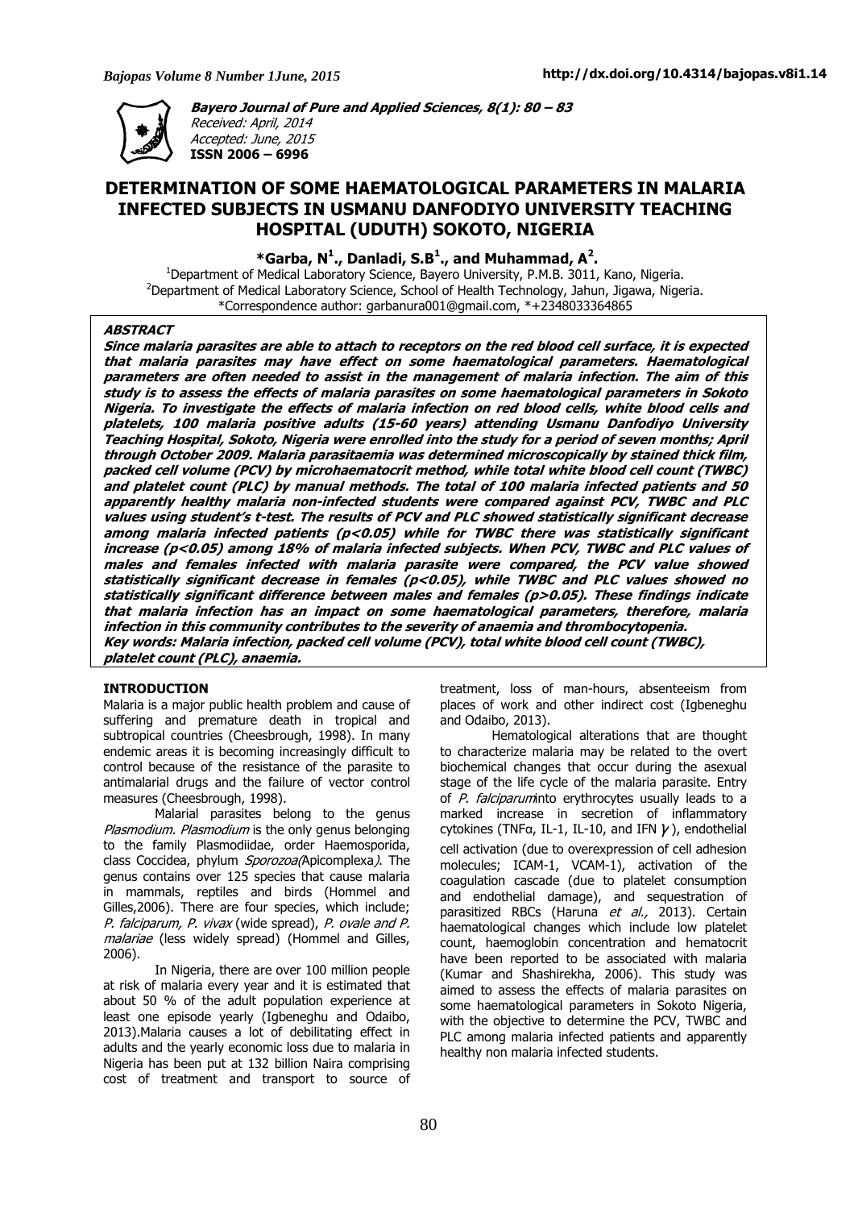**Bayero Journal of Pure and Applied Sciences, 8(1): 80 – 83**
Received: April, 2014
Accepted: June, 2015
**ISSN 2006 – 6996**

# DETERMINATION OF SOME HAEMATOLOGICAL PARAMETERS IN MALARIA INFECTED SUBJECTS IN USMANU DANFODIYO UNIVERSITY TEACHING HOSPITAL (UDUTH) SOKOTO, NIGERIA

**\*Garba, N[1]., Danladi, S.B[1]., and Muhammad, A[2].**

[1]Department of Medical Laboratory Science, Bayero University, P.M.B. 3011, Kano, Nigeria.
[2]Department of Medical Laboratory Science, School of Health Technology, Jahun, Jigawa, Nigeria.
*Correspondence author: garbanura001@gmail.com, *+2348033364865

## ABSTRACT

***Since malaria parasites are able to attach to receptors on the red blood cell surface, it is expected that malaria parasites may have effect on some haematological parameters. Haematological parameters are often needed to assist in the management of malaria infection. The aim of this study is to assess the effects of malaria parasites on some haematological parameters in Sokoto Nigeria. To investigate the effects of malaria infection on red blood cells, white blood cells and platelets, 100 malaria positive adults (15-60 years) attending Usmanu Danfodiyo University Teaching Hospital, Sokoto, Nigeria were enrolled into the study for a period of seven months; April through October 2009. Malaria parasitaemia was determined microscopically by stained thick film, packed cell volume (PCV) by microhaematocrit method, while total white blood cell count (TWBC) and platelet count (PLC) by manual methods. The total of 100 malaria infected patients and 50 apparently healthy malaria non-infected students were compared against PCV, TWBC and PLC values using student's t-test. The results of PCV and PLC showed statistically significant decrease among malaria infected patients (p<0.05) while for TWBC there was statistically significant increase (p<0.05) among 18% of malaria infected subjects. When PCV, TWBC and PLC values of males and females infected with malaria parasite were compared, the PCV value showed statistically significant decrease in females (p<0.05), while TWBC and PLC values showed no statistically significant difference between males and females (p>0.05). These findings indicate that malaria infection has an impact on some haematological parameters, therefore, malaria infection in this community contributes to the severity of anaemia and thrombocytopenia.***

***Key words: Malaria infection, packed cell volume (PCV), total white blood cell count (TWBC), platelet count (PLC), anaemia.***

## INTRODUCTION

Malaria is a major public health problem and cause of suffering and premature death in tropical and subtropical countries (Cheesbrough, 1998). In many endemic areas it is becoming increasingly difficult to control because of the resistance of the parasite to antimalarial drugs and the failure of vector control measures (Cheesbrough, 1998).

Malarial parasites belong to the genus *Plasmodium*. *Plasmodium* is the only genus belonging to the family Plasmodiidae, order Haemosporida, class Coccidea, phylum *Sporozoa*(Apicomplexa*)*. The genus contains over 125 species that cause malaria in mammals, reptiles and birds (Hommel and Gilles,2006). There are four species, which include; *P. falciparum, P. vivax* (wide spread), *P. ovale and P. malariae* (less widely spread) (Hommel and Gilles, 2006).

In Nigeria, there are over 100 million people at risk of malaria every year and it is estimated that about 50 % of the adult population experience at least one episode yearly (Igbeneghu and Odaibo, 2013).Malaria causes a lot of debilitating effect in adults and the yearly economic loss due to malaria in Nigeria has been put at 132 billion Naira comprising cost of treatment and transport to source of treatment, loss of man-hours, absenteeism from places of work and other indirect cost (Igbeneghu and Odaibo, 2013).

Hematological alterations that are thought to characterize malaria may be related to the overt biochemical changes that occur during the asexual stage of the life cycle of the malaria parasite. Entry of *P. falciparum*into erythrocytes usually leads to a marked increase in secretion of inflammatory cytokines (TNFα, IL-1, IL-10, and IFN $\gamma$), endothelial cell activation (due to overexpression of cell adhesion molecules; ICAM-1, VCAM-1), activation of the coagulation cascade (due to platelet consumption and endothelial damage), and sequestration of parasitized RBCs (Haruna *et al.,* 2013). Certain haematological changes which include low platelet count, haemoglobin concentration and hematocrit have been reported to be associated with malaria (Kumar and Shashirekha, 2006). This study was aimed to assess the effects of malaria parasites on some haematological parameters in Sokoto Nigeria, with the objective to determine the PCV, TWBC and PLC among malaria infected patients and apparently healthy non malaria infected students.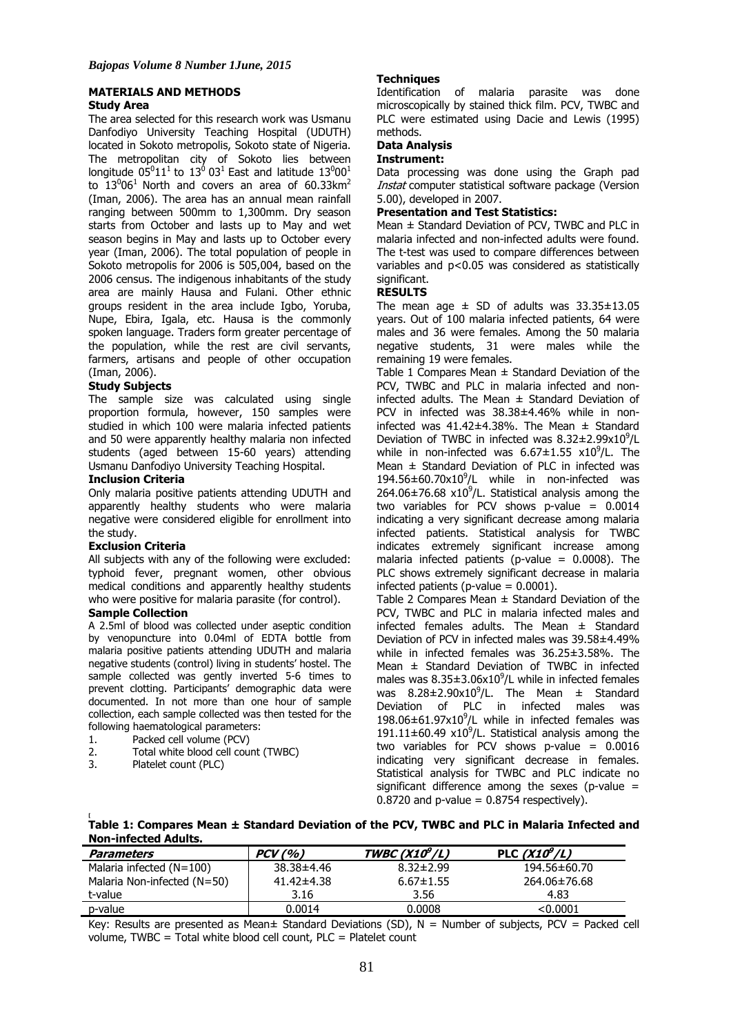## MATERIALS AND METHODS

### Study Area

The area selected for this research work was Usmanu Danfodiyo University Teaching Hospital (UDUTH) located in Sokoto metropolis, Sokoto state of Nigeria. The metropolitan city of Sokoto lies between longitude $05^0 11^1$ to $13^0 03^1$ East and latitude $13^0 00^1$ to $13^0 06^1$ North and covers an area of $60.33km^2$ (Iman, 2006). The area has an annual mean rainfall ranging between 500mm to 1,300mm. Dry season starts from October and lasts up to May and wet season begins in May and lasts up to October every year (Iman, 2006). The total population of people in Sokoto metropolis for 2006 is 505,004, based on the 2006 census. The indigenous inhabitants of the study area are mainly Hausa and Fulani. Other ethnic groups resident in the area include Igbo, Yoruba, Nupe, Ebira, Igala, etc. Hausa is the commonly spoken language. Traders form greater percentage of the population, while the rest are civil servants, farmers, artisans and people of other occupation (Iman, 2006).

### Study Subjects

The sample size was calculated using single proportion formula, however, 150 samples were studied in which 100 were malaria infected patients and 50 were apparently healthy malaria non infected students (aged between 15-60 years) attending Usmanu Danfodiyo University Teaching Hospital.

### Inclusion Criteria

Only malaria positive patients attending UDUTH and apparently healthy students who were malaria negative were considered eligible for enrollment into the study.

### Exclusion Criteria

All subjects with any of the following were excluded: typhoid fever, pregnant women, other obvious medical conditions and apparently healthy students who were positive for malaria parasite (for control).

### Sample Collection

A 2.5ml of blood was collected under aseptic condition by venopuncture into 0.04ml of EDTA bottle from malaria positive patients attending UDUTH and malaria negative students (control) living in students' hostel. The sample collected was gently inverted 5-6 times to prevent clotting. Participants' demographic data were documented. In not more than one hour of sample collection, each sample collected was then tested for the following haematological parameters:

1. Packed cell volume (PCV)
2. Total white blood cell count (TWBC)
3. Platelet count (PLC)

### Techniques

Identification of malaria parasite was done microscopically by stained thick film. PCV, TWBC and PLC were estimated using Dacie and Lewis (1995) methods.

### Data Analysis

**Instrument:**

Data processing was done using the Graph pad *Instat* computer statistical software package (Version 5.00), developed in 2007.

**Presentation and Test Statistics:**

Mean ± Standard Deviation of PCV, TWBC and PLC in malaria infected and non-infected adults were found. The t-test was used to compare differences between variables and $p<0.05$ was considered as statistically significant.

## RESULTS

The mean age ± SD of adults was 33.35±13.05 years. Out of 100 malaria infected patients, 64 were males and 36 were females. Among the 50 malaria negative students, 31 were males while the remaining 19 were females.

Table 1 Compares Mean ± Standard Deviation of the PCV, TWBC and PLC in malaria infected and non-infected adults. The Mean ± Standard Deviation of PCV in infected was 38.38±4.46% while in non-infected was 41.42±4.38%. The Mean ± Standard Deviation of TWBC in infected was $8.32\pm2.99\times10^9$/L while in non-infected was $6.67\pm1.55\times10^9$/L. The Mean ± Standard Deviation of PLC in infected was $194.56\pm60.70\times10^9$/L while in non-infected was $264.06\pm76.68\times10^9$/L. Statistical analysis among the two variables for PCV shows p-value = 0.0014 indicating a very significant decrease among malaria infected patients. Statistical analysis for TWBC indicates extremely significant increase among malaria infected patients (p-value = 0.0008). The PLC shows extremely significant decrease in malaria infected patients (p-value = 0.0001).

Table 2 Compares Mean ± Standard Deviation of the PCV, TWBC and PLC in malaria infected males and infected females adults. The Mean ± Standard Deviation of PCV in infected males was 39.58±4.49% while in infected females was 36.25±3.58%. The Mean ± Standard Deviation of TWBC in infected males was $8.35\pm3.06\times10^9$/L while in infected females was $8.28\pm2.90\times10^9$/L. The Mean ± Standard Deviation of PLC in infected males was $198.06\pm61.97\times10^9$/L while in infected females was $191.11\pm60.49\times10^9$/L. Statistical analysis among the two variables for PCV shows p-value = 0.0016 indicating very significant decrease in females. Statistical analysis for TWBC and PLC indicate no significant difference among the sexes (p-value = 0.8720 and p-value = 0.8754 respectively).

**Table 1: Compares Mean ± Standard Deviation of the PCV, TWBC and PLC in Malaria Infected and Non-infected Adults.**

| *Parameters* | *PCV (%)* | *TWBC ($X10^9$/L)* | *PLC ($X10^9$/L)* |
|---|---|---|---|
| Malaria infected (N=100) | 38.38±4.46 | 8.32±2.99 | 194.56±60.70 |
| Malaria Non-infected (N=50) | 41.42±4.38 | 6.67±1.55 | 264.06±76.68 |
| t-value | 3.16 | 3.56 | 4.83 |
| p-value | 0.0014 | 0.0008 | <0.0001 |

Key: Results are presented as Mean± Standard Deviations (SD), N = Number of subjects, PCV = Packed cell volume, TWBC = Total white blood cell count, PLC = Platelet count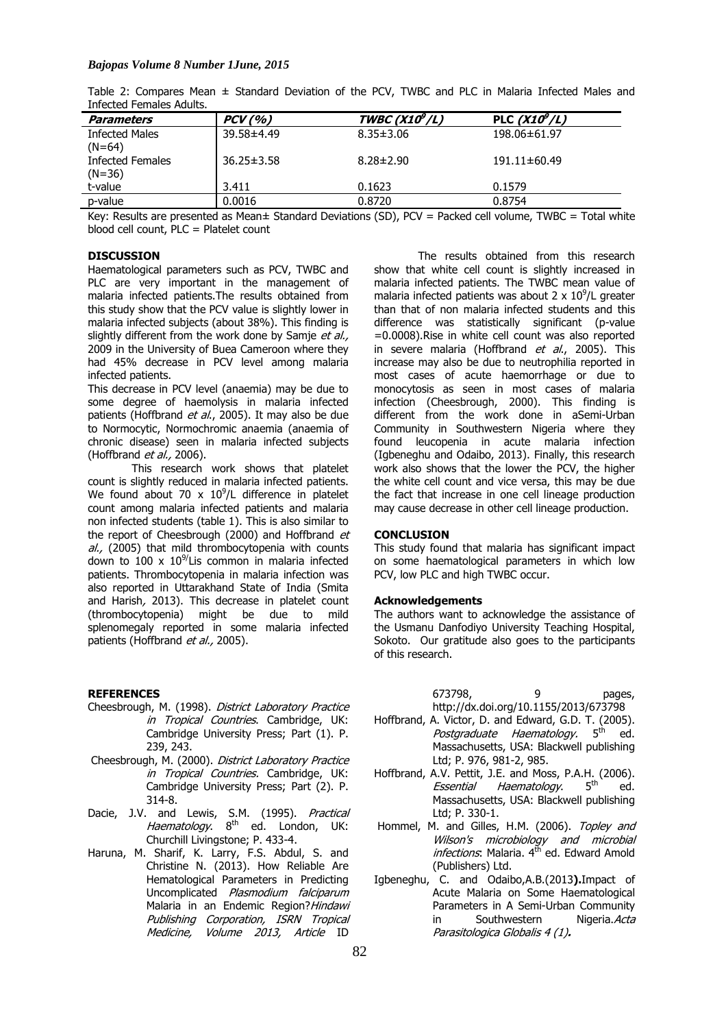Table 2: Compares Mean ± Standard Deviation of the PCV, TWBC and PLC in Malaria Infected Males and Infected Females Adults.

| *Parameters* | *PCV (%)* | *TWBC ($X10^9/L$)* | *PLC ($X10^9/L$)* |
|---|---|---|---|
| Infected Males (N=64) | 39.58±4.49 | 8.35±3.06 | 198.06±61.97 |
| Infected Females (N=36) | 36.25±3.58 | 8.28±2.90 | 191.11±60.49 |
| t-value | 3.411 | 0.1623 | 0.1579 |
| p-value | 0.0016 | 0.8720 | 0.8754 |

Key: Results are presented as Mean± Standard Deviations (SD), PCV = Packed cell volume, TWBC = Total white blood cell count, PLC = Platelet count

## DISCUSSION

Haematological parameters such as PCV, TWBC and PLC are very important in the management of malaria infected patients.The results obtained from this study show that the PCV value is slightly lower in malaria infected subjects (about 38%). This finding is slightly different from the work done by Samje *et al.,* 2009 in the University of Buea Cameroon where they had 45% decrease in PCV level among malaria infected patients.

This decrease in PCV level (anaemia) may be due to some degree of haemolysis in malaria infected patients (Hoffbrand *et al.*, 2005). It may also be due to Normocytic, Normochromic anaemia (anaemia of chronic disease) seen in malaria infected subjects (Hoffbrand *et al.,* 2006).

This research work shows that platelet count is slightly reduced in malaria infected patients. We found about 70 x $10^9$/L difference in platelet count among malaria infected patients and malaria non infected students (table 1). This is also similar to the report of Cheesbrough (2000) and Hoffbrand *et al.,* (2005) that mild thrombocytopenia with counts down to 100 x $10^{9/}$Lis common in malaria infected patients. Thrombocytopenia in malaria infection was also reported in Uttarakhand State of India (Smita and Harish*,* 2013). This decrease in platelet count (thrombocytopenia) might be due to mild splenomegaly reported in some malaria infected patients (Hoffbrand *et al.,* 2005).

The results obtained from this research show that white cell count is slightly increased in malaria infected patients. The TWBC mean value of malaria infected patients was about 2 x $10^9$/L greater than that of non malaria infected students and this difference was statistically significant (p-value =0.0008).Rise in white cell count was also reported in severe malaria (Hoffbrand *et al.*, 2005). This increase may also be due to neutrophilia reported in most cases of acute haemorrhage or due to monocytosis as seen in most cases of malaria infection (Cheesbrough, 2000). This finding is different from the work done in aSemi-Urban Community in Southwestern Nigeria where they found leucopenia in acute malaria infection (Igbeneghu and Odaibo, 2013). Finally, this research work also shows that the lower the PCV, the higher the white cell count and vice versa, this may be due the fact that increase in one cell lineage production may cause decrease in other cell lineage production.

## CONCLUSION

This study found that malaria has significant impact on some haematological parameters in which low PCV, low PLC and high TWBC occur.

## Acknowledgements

The authors want to acknowledge the assistance of the Usmanu Danfodiyo University Teaching Hospital, Sokoto. Our gratitude also goes to the participants of this research.

## REFERENCES

Cheesbrough, M. (1998). *District Laboratory Practice in Tropical Countries*. Cambridge, UK: Cambridge University Press; Part (1). P. 239, 243.

Cheesbrough, M. (2000). *District Laboratory Practice in Tropical Countries.* Cambridge, UK: Cambridge University Press; Part (2). P. 314-8.

Dacie, J.V. and Lewis, S.M. (1995). *Practical Haematology*. 8th ed. London, UK: Churchill Livingstone; P. 433-4.

Haruna, M. Sharif, K. Larry, F.S. Abdul, S. and Christine N. (2013). How Reliable Are Hematological Parameters in Predicting Uncomplicated *Plasmodium falciparum* Malaria in an Endemic Region?*Hindawi Publishing Corporation, ISRN Tropical Medicine, Volume 2013, Article* ID 673798, 9 pages, http://dx.doi.org/10.1155/2013/673798

Hoffbrand, A. Victor, D. and Edward, G.D. T. (2005). *Postgraduate Haematology.* 5th ed. Massachusetts, USA: Blackwell publishing Ltd; P. 976, 981-2, 985.

Hoffbrand, A.V. Pettit, J.E. and Moss, P.A.H. (2006). *Essential Haematology*. 5th ed. Massachusetts, USA: Blackwell publishing Ltd; P. 330-1.

Hommel, M. and Gilles, H.M. (2006). *Topley and Wilson's microbiology and microbial infections*: Malaria. 4th ed. Edward Amold (Publishers) Ltd.

Igbeneghu, C. and Odaibo,A.B.(2013**).**Impact of Acute Malaria on Some Haematological Parameters in A Semi-Urban Community in Southwestern Nigeria.*Acta Parasitologica Globalis 4 (1)***.**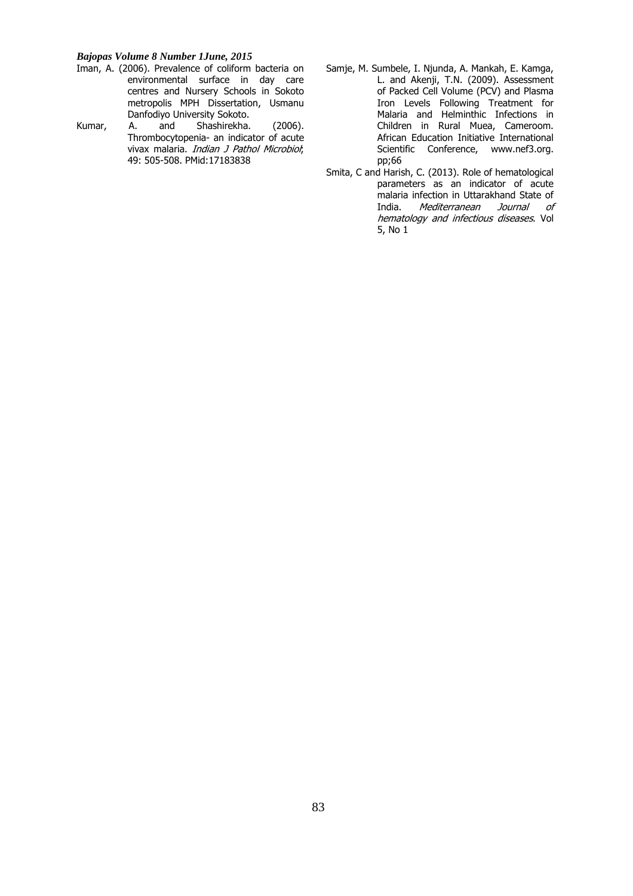Iman, A. (2006). Prevalence of coliform bacteria on environmental surface in day care centres and Nursery Schools in Sokoto metropolis MPH Dissertation, Usmanu Danfodiyo University Sokoto.

Kumar, A. and Shashirekha. (2006). Thrombocytopenia- an indicator of acute vivax malaria. *Indian J Pathol Microbiol*; 49: 505-508. PMid:17183838

Samje, M. Sumbele, I. Njunda, A. Mankah, E. Kamga, L. and Akenji, T.N. (2009). Assessment of Packed Cell Volume (PCV) and Plasma Iron Levels Following Treatment for Malaria and Helminthic Infections in Children in Rural Muea, Cameroom. African Education Initiative International Scientific Conference, www.nef3.org. pp;66

Smita, C and Harish, C. (2013). Role of hematological parameters as an indicator of acute malaria infection in Uttarakhand State of India. *Mediterranean Journal of hematology and infectious diseases*. Vol 5, No 1